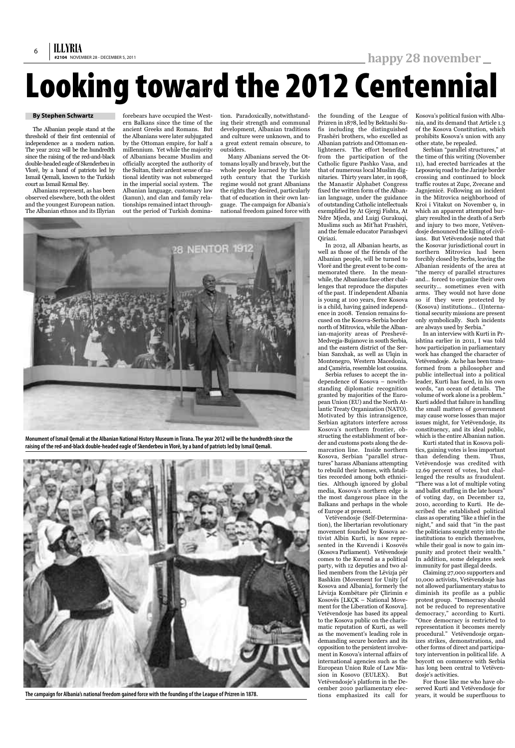# Looking toward the 2012 Centennial

**By Stephen Schwartz**

The Albanian people stand at the threshold of their first centennial of independence as a modern nation. The year 2012 will be the hundredth since the raising of the red-and-black double-headed eagle of Skenderbeu in Vlorë, by a band of patriots led by Ismail Qemali, known to the Turkish court as Ismail Kemal Bey.

Albanians represent, as has been observed elsewhere, both the oldest and the youngest European nation. The Albanian ethnos and its Illyrian forebears have occupied the Western Balkans since the time of the ancient Greeks and Romans. But the Albanians were later subjugated by the Ottoman empire, for half a millennium. Yet while the majority of Albanians became Muslim and officially accepted the authority of the Sultan, their ardent sense of national identity was not submerged in the imperial social system. The Albanian language, customary law (kanun), and clan and family relationships remained intact throughout the period of Turkish domination. Paradoxically, notwithstanding their strength and communal development, Albanian traditions and culture were unknown, and to a great extent remain obscure, to outsiders.

Many Albanians served the Ottomans loyally and bravely, but the whole people learned by the late 19th century that the Turkish regime would not grant Albanians the rights they desired, particularly that of education in their own language. The campaign for Albania's national freedom gained force with the founding of the League of Prizren in 1878, led by Bektashi Sufis including the distinguished Frashëri brothers, who excelled as Albanian patriots and Ottoman enlighteners. The effort benefited from the participation of the Catholic figure Pashko Vasa, and that of numerous local Muslim dignitaries. Thirty years later, in 1908, the Manastir Alphabet Congress fixed the written form of the Albanian language, under the guidance of outstanding Catholic intellectuals exemplified by At Gjergj Fishta, At Ndre Mjeda, and Luigj Gurakuqi, Muslims such as Mit'hat Frashëri, and the female educator Parashqevi Qiriazi.

Monument of Ismail Qemali at the Albanian National History Museum in Tirana. The year 2012 will be the hundredth since the raising of the red-and-black double-headed eagle of Skenderbeu in Vlorë, by a band of patriots led by Ismail Qemali.

The campaign for Albania's national freedom gained force with the founding of the League of Prizren in 1878.

In 2012, all Albanian hearts, as well as those of the friends of the Albanian people, will be turned to Vlorë and the great event to be commemorated there. In the meanwhile, the Albanians face other challenges that reproduce the disputes of the past. If independent Albania is young at 100 years, free Kosova is a child, having gained independence in 2008. Tension remains focused on the Kosova-Serbia border north of Mitrovica, while the Albanian-majority areas of Preshevë-Medvegja-Bujanovc in south Serbia, and the eastern district of the Serbian Sanxhak, as well as Ulqin in Montenegro, Western Macedonia, and Çamëria, resemble lost cousins.

Serbia refuses to accept the independence of Kosova – nowithstanding diplomatic recognition granted by majorities of the European Union (EU) and the North Atlantic Treaty Organization (NATO). Motivated by this intransigence, Serbian agitators interfere across Kosova's northern frontier, obstructing the establishment of border and customs posts along the demarcation line. Inside northern Kosova, Serbian "parallel structures" harass Albanians attempting to rebuild their homes, with fatalities recorded among both ethnicities. Although ignored by global media, Kosova's northern edge is the most dangerous place in the Balkans and perhaps in the whole of Europe at present.

Vetëvendosje (Self-Determination), the libertarian revolutionary movement founded by Kosova activist Albin Kurti, is now represented in the Kuvendi i Kosovës (Kosova Parliament). Vetëvendosje comes to the Kuvend as a political party, with 12 deputies and two allied members from the Lëvizja për Bashkim (Movement for Unity [of Kosova and Albania], formerly the Lëvizja Kombëtare për Çlirimin e Kosovës [LKÇK – National Movement for the Liberation of Kosova]. Vetëvendosje has based its appeal to the Kosova public on the charismatic reputation of Kurti, as well as the movement's leading role in demanding secure borders and its opposition to the persistent involvement in Kosova's internal affairs of international agencies such as the European Union Rule of Law Mission in Kosovo (EULEX). But Vetëvendosje's platform in the December 2010 parliamentary elections emphasized its call for Kosova's political fusion with Albania, and its demand that Article 1.3 of the Kosova Constitution, which prohibits Kosova's union with any other state, be repealed.

Serbian "parallel structures," at the time of this writing (November 11), had erected barricades at the Leposaviq road to the Jarinje border crossing and continued to block traffic routes at Zupc, Zvecane and Jagnjenicë. Following an incident in the Mitrovica neighborhood of Kroi i Vitakut on November 9, in which an apparent attempted burglary resulted in the death of a Serb and injury to two more, Vetëvendosje denounced the killing of civilians. But Vetëvendosje noted that the Kosovar jurisdictional court in northern Mitrovica had been forcibly closed by Serbs, leaving the Albanian residents of the area at "the mercy of parallel structures and... forced to organize their own security... sometimes even with arms. They would not have done so if they were protected by (Kosova) institutions... (I)nternational security missions are present only symbolically. Such incidents are always used by Serbia."

In an interview with Kurti in Prishtina earlier in 2011, I was told how participation in parliamentary work has changed the character of Vetëvendosje. As he has been transformed from a philosopher and public intellectual into a political leader, Kurti has faced, in his own words, "an ocean of details. The volume of work alone is a problem." Kurti added that failure in handling the small matters of government may cause worse losses than major issues might, for Vetëvendosje, its constituency, and its ideal public, which is the entire Albanian nation.

Kurti stated that in Kosova politics, gaining votes is less important than defending them. Thus, Vetëvendosje was credited with 12.69 percent of votes, but challenged the results as fraudulent. "There was a lot of multiple voting and ballot stuffing in the late hours" of voting day, on December 12, 2010, according to Kurti. He described the established political class as operating "like a thief in the night," and said that "in the past the politicians sought entry into the institutions to enrich themselves, while their goal is now to gain impunity and protect their wealth." In addition, some delegates seek immunity for past illegal deeds.

Claiming 27,000 supporters and 10,000 activists, Vetëvendosje has not allowed parliamentary status to diminish its profile as a public protest group. "Democracy should not be reduced to representative democracy," according to Kurti. "Once democracy is restricted to representation it becomes merely procedural." Vetëvendosje organizes strikes, demonstrations, and other forms of direct and participatory intervention in political life. A boycott on commerce with Serbia has long been central to Vetëvendosje's activities.

For those like me who have observed Kurti and Vetëvendosje for years, it would be superfluous to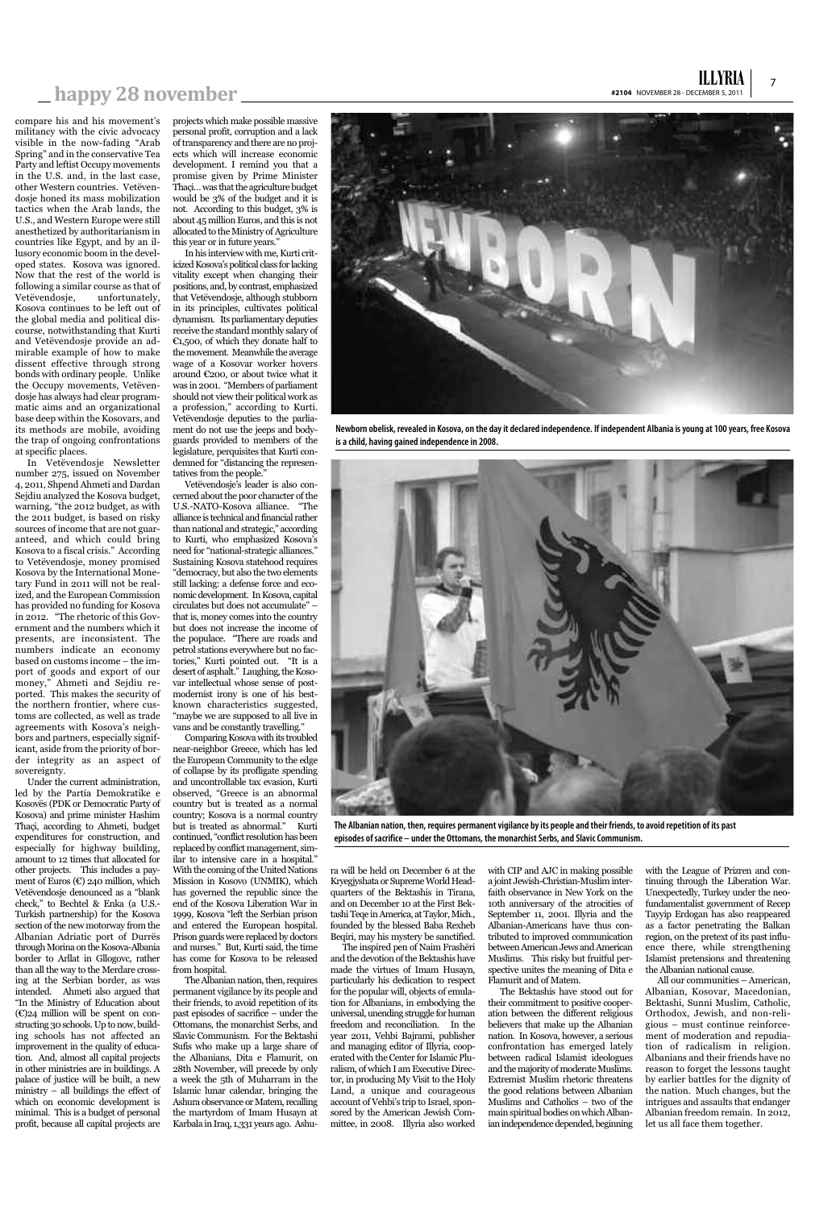compare his and his movement's militancy with the civic advocacy visible in the now-fading "Arab Spring" and in the conservative Tea Party and leftist Occupy movements in the U.S. and, in the last case, other Western countries. Vetëvendosje honed its mass mobilization tactics when the Arab lands, the U.S., and Western Europe were still anesthetized by authoritarianism in countries like Egypt, and by an illusory economic boom in the developed states. Kosova was ignored. Now that the rest of the world is following a similar course as that of Vetëvendosje, unfortunately, Kosova continues to be left out of the global media and political discourse, notwithstanding that Kurti and Vetëvendosje provide an admirable example of how to make dissent effective through strong bonds with ordinary people. Unlike the Occupy movements, Vetëvendosje has always had clear programmatic aims and an organizational base deep within the Kosovars, and its methods are mobile, avoiding the trap of ongoing confrontations at specific places.

In Vetëvendosje Newsletter number 275, issued on November 4, 2011, Shpend Ahmeti and Dardan Sejdiu analyzed the Kosova budget, warning, "the 2012 budget, as with the 2011 budget, is based on risky sources of income that are not guaranteed, and which could bring Kosova to a fiscal crisis." According to Vetëvendosje, money promised Kosova by the International Monetary Fund in 2011 will not be realized, and the European Commission has provided no funding for Kosova in 2012. "The rhetoric of this Government and the numbers which it presents, are inconsistent. The numbers indicate an economy based on customs income – the import of goods and export of our money," Ahmeti and Sejdiu reported. This makes the security of the northern frontier, where customs are collected, as well as trade agreements with Kosova's neighbors and partners, especially significant, aside from the priority of border integrity as an aspect of sovereignty.

Under the current administration, led by the Partia Demokratike e Kosovës (PDK or Democratic Party of Kosova) and prime minister Hashim Thaçi, according to Ahmeti, budget expenditures for construction, and especially for highway building, amount to 12 times that allocated for other projects. This includes a payment of Euros (€) 240 million, which Vetëvendosje denounced as a "blank check," to Bechtel & Enka (a U.S.-Turkish partnership) for the Kosova section of the new motorway from the Albanian Adriatic port of Durrës through Morina on the Kosova-Albania border to Arllat in Gllogovc, rather than all the way to the Merdare crossing at the Serbian border, as was intended. Ahmeti also argued that "In the Ministry of Education about (€)24 million will be spent on constructing 30 schools. Up to now, building schools has not affected an improvement in the quality of education. And, almost all capital projects in other ministries are in buildings. A palace of justice will be built, a new ministry – all buildings the effect of which on economic development is minimal. This is a budget of personal profit, because all capital projects are projects which make possible massive personal profit, corruption and a lack of transparency and there are no projects which will increase economic development. I remind you that a promise given by Prime Minister Thaçi… was that the agriculture budget would be 3% of the budget and it is not. According to this budget, 3% is about 45 million Euros, and this is not allocated to the Ministry of Agriculture this year or in future years."

In his interview with me, Kurti criticized Kosova's political class for lacking vitality except when changing their positions, and, by contrast, emphasized that Vetëvendosje, although stubborn in its principles, cultivates political dynamism. Its parliamentary deputies receive the standard monthly salary of €1,500, of which they donate half to the movement. Meanwhile the average wage of a Kosovar worker hovers around €200, or about twice what it was in 2001. "Members of parliament should not view their political work as a profession," according to Kurti. Vetëvendosje deputies to the parliament do not use the jeeps and bodyguards provided to members of the legislature, perquisites that Kurti condemned for "distancing the representatives from the people."

Vetëvendosje's leader is also concerned about the poor character of the U.S.-NATO-Kosova alliance. "The alliance is technical and financial rather than national and strategic," according to Kurti, who emphasized Kosova's need for "national-strategic alliances." Sustaining Kosova statehood requires "democracy, but also the two elements still lacking: a defense force and economic development. In Kosova, capital circulates but does not accumulate" – that is, money comes into the country but does not increase the income of the populace. "There are roads and petrol stations everywhere but no factories," Kurti pointed out. "It is a desert of asphalt." Laughing, the Kosovar intellectual whose sense of postmodernist irony is one of his best-known characteristics suggested, "maybe we are supposed to all live in vans and be constantly travelling."

Comparing Kosova with its troubled near-neighbor Greece, which has led the European Community to the edge of collapse by its profligate spending and uncontrollable tax evasion, Kurti observed, "Greece is an abnormal country but is treated as a normal country; Kosova is a normal country but is treated as abnormal." Kurti continued, "conflict resolution has been replaced by conflict management, similar to intensive care in a hospital." With the coming of the United Nations Mission in Kosovo (UNMIK), which has governed the republic since the end of the Kosova Liberation War in 1999, Kosova "left the Serbian prison and entered the European hospital. Prison guards were replaced by doctors and nurses." But, Kurti said, the time has come for Kosova to be released from hospital.

The Albanian nation, then, requires permanent vigilance by its people and their friends, to avoid repetition of its past episodes of sacrifice – under the Ottomans, the monarchist Serbs, and Slavic Communism. For the Bektashi Sufis who make up a large share of the Albanians, Dita e Flamurit, on 28th November, will precede by only a week the 5th of Muharram in the Islamic lunar calendar, bringing the Ashura observance or Matem, recalling the martyrdom of Imam Husayn at Karbala in Iraq, 1,331 years ago. Ashura will be held on December 6 at the Kryegjyshata or Supreme World Headquarters of the Bektashis in Tirana, and on December 10 at the First Bektashi Teqe in America, at Taylor, Mich., founded by the blessed Baba Rexheb Beqiri, may his mystery be sanctified.

The inspired pen of Naim Frashëri made the virtues of Imam Husayn, particularly his dedication to respect for the popular will, objects of emulation for Albanians, in embodying the universal, unending struggle for human freedom and reconciliation. In the year 2011, Vehbi Bajrami, publisher and managing editor of Illyria, cooperated with the Center for Islamic Pluralism, of which I am Executive Director, in producing My Visit to the Holy Land, a unique and courageous account of Vehbi's trip to Israel, sponsored by the American Jewish Committee, in 2008. Illyria also worked with CIP and AJC in making possible a joint Jewish-Christian-Muslim interfaith observance in New York on the 10th anniversary of the atrocities of September 11, 2001. Illyria and the Albanian-Americans have thus contributed to improved communication between American Jews and American Muslims. This risky but fruitful perspective unites the meaning of Dita e Flamurit and of Matem.

The Bektashis have stood out for their commitment to positive cooperation between the different religious believers that make up the Albanian nation. In Kosova, however, a serious confrontation has emerged lately between radical Islamist ideologues and the majority of moderate Muslims. Extremist Muslim rhetoric threatens the good relations between Albanian Muslims and Catholics – two of the main spiritual bodies on which Albanian independence depended, beginning with the League of Prizren and continuing through the Liberation War. Unexpectedly, Turkey under the neo-fundamentalist government of Recep Tayyip Erdogan has also reappeared as a factor penetrating the Balkan region, on the pretext of its past influence there, while strengthening Islamist pretensions and threatening the Albanian national cause.

All our communities – American, Albanian, Kosovar, Macedonian, Bektashi, Sunni Muslim, Catholic, Orthodox, Jewish, and non-religious – must continue reinforcement of moderation and repudiation of radicalism in religion. Albanians and their friends have no reason to forget the lessons taught by earlier battles for the dignity of the nation. Much changes, but the intrigues and assaults that endanger Albanian freedom remain. In 2012, let us all face them together.

Newborn obelisk, revealed in Kosova, on the day it declared independence. If independent Albania is young at 100 years, free Kosova is a child, having gained independence in 2008.

The Albanian nation, then, requires permanent vigilance by its people and their friends, to avoid repetition of its past episodes of sacrifice – under the Ottomans, the monarchist Serbs, and Slavic Communism.